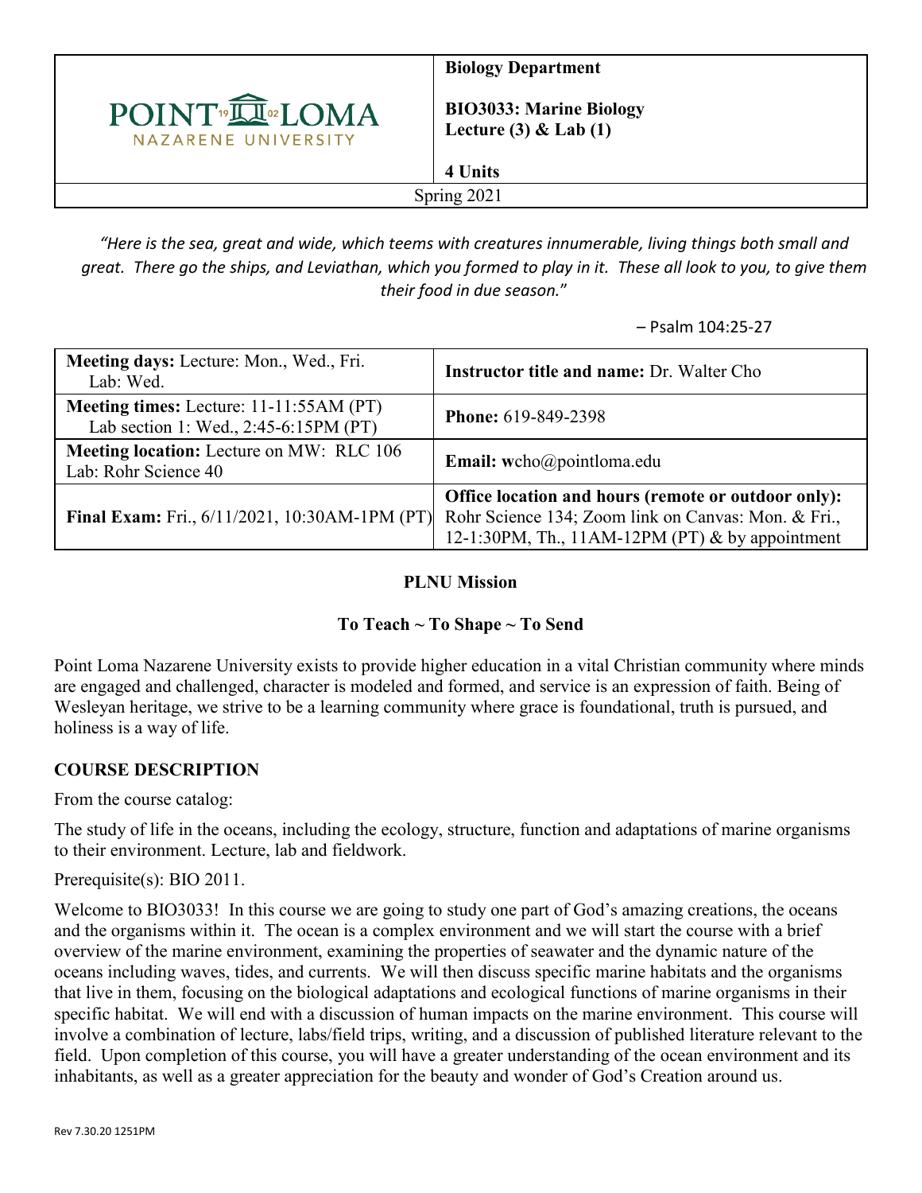| POINT LOMA NAZARENE UNIVERSITY | **Biology Department** **BIO3033: Marine Biology Lecture (3) & Lab (1)** **4 Units** |
|---|---|
| Spring 2021 | |

*"Here is the sea, great and wide, which teems with creatures innumerable, living things both small and great. There go the ships, and Leviathan, which you formed to play in it. These all look to you, to give them their food in due season."*

– Psalm 104:25-27

| **Meeting days:** Lecture: Mon., Wed., Fri. Lab: Wed. | **Instructor title and name:** Dr. Walter Cho |
|---|---|
| **Meeting times:** Lecture: 11-11:55AM (PT) Lab section 1: Wed., 2:45-6:15PM (PT) | **Phone:** 619-849-2398 |
| **Meeting location:** Lecture on MW: RLC 106 Lab: Rohr Science 40 | **Email:** wcho@pointloma.edu |
| **Final Exam:** Fri., 6/11/2021, 10:30AM-1PM (PT) | **Office location and hours (remote or outdoor only):** Rohr Science 134; Zoom link on Canvas: Mon. & Fri., 12-1:30PM, Th., 11AM-12PM (PT) & by appointment |

**PLNU Mission**

**To Teach ~ To Shape ~ To Send**

Point Loma Nazarene University exists to provide higher education in a vital Christian community where minds are engaged and challenged, character is modeled and formed, and service is an expression of faith. Being of Wesleyan heritage, we strive to be a learning community where grace is foundational, truth is pursued, and holiness is a way of life.

## COURSE DESCRIPTION

From the course catalog:

The study of life in the oceans, including the ecology, structure, function and adaptations of marine organisms to their environment. Lecture, lab and fieldwork.

Prerequisite(s): BIO 2011.

Welcome to BIO3033! In this course we are going to study one part of God's amazing creations, the oceans and the organisms within it. The ocean is a complex environment and we will start the course with a brief overview of the marine environment, examining the properties of seawater and the dynamic nature of the oceans including waves, tides, and currents. We will then discuss specific marine habitats and the organisms that live in them, focusing on the biological adaptations and ecological functions of marine organisms in their specific habitat. We will end with a discussion of human impacts on the marine environment. This course will involve a combination of lecture, labs/field trips, writing, and a discussion of published literature relevant to the field. Upon completion of this course, you will have a greater understanding of the ocean environment and its inhabitants, as well as a greater appreciation for the beauty and wonder of God's Creation around us.

Rev 7.30.20 1251PM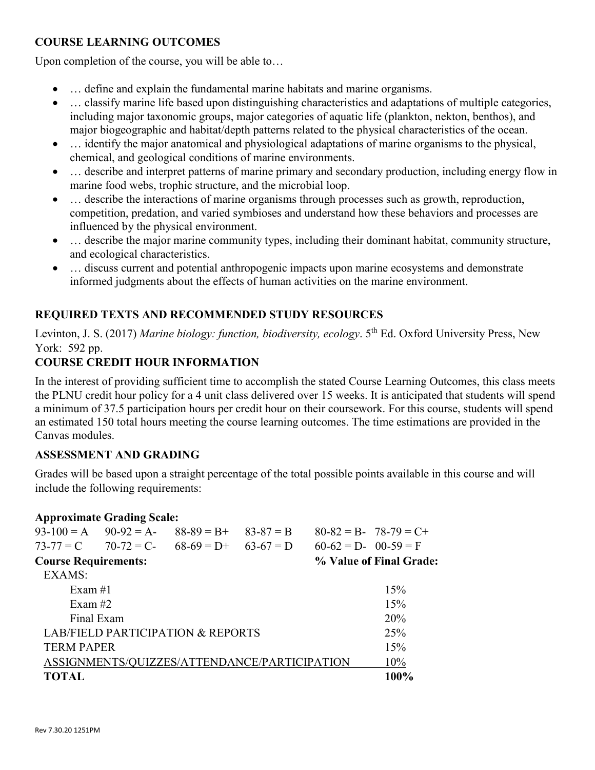## COURSE LEARNING OUTCOMES

Upon completion of the course, you will be able to…

- … define and explain the fundamental marine habitats and marine organisms.
- … classify marine life based upon distinguishing characteristics and adaptations of multiple categories, including major taxonomic groups, major categories of aquatic life (plankton, nekton, benthos), and major biogeographic and habitat/depth patterns related to the physical characteristics of the ocean.
- … identify the major anatomical and physiological adaptations of marine organisms to the physical, chemical, and geological conditions of marine environments.
- … describe and interpret patterns of marine primary and secondary production, including energy flow in marine food webs, trophic structure, and the microbial loop.
- … describe the interactions of marine organisms through processes such as growth, reproduction, competition, predation, and varied symbioses and understand how these behaviors and processes are influenced by the physical environment.
- … describe the major marine community types, including their dominant habitat, community structure, and ecological characteristics.
- … discuss current and potential anthropogenic impacts upon marine ecosystems and demonstrate informed judgments about the effects of human activities on the marine environment.

## REQUIRED TEXTS AND RECOMMENDED STUDY RESOURCES

Levinton, J. S. (2017) *Marine biology: function, biodiversity, ecology*. 5th Ed. Oxford University Press, New York: 592 pp.

## COURSE CREDIT HOUR INFORMATION

In the interest of providing sufficient time to accomplish the stated Course Learning Outcomes, this class meets the PLNU credit hour policy for a 4 unit class delivered over 15 weeks. It is anticipated that students will spend a minimum of 37.5 participation hours per credit hour on their coursework. For this course, students will spend an estimated 150 total hours meeting the course learning outcomes. The time estimations are provided in the Canvas modules.

## ASSESSMENT AND GRADING

Grades will be based upon a straight percentage of the total possible points available in this course and will include the following requirements:

**Approximate Grading Scale:**

| | | | | | |
|---|---|---|---|---|---|
| 93-100 = A | 90-92 = A- | 88-89 = B+ | 83-87 = B | 80-82 = B- | 78-79 = C+ |
| 73-77 = C | 70-72 = C- | 68-69 = D+ | 63-67 = D | 60-62 = D- | 00-59 = F |

| **Course Requirements:** | **% Value of Final Grade:** |
|---|---|
| EXAMS: | |
| Exam #1 | 15% |
| Exam #2 | 15% |
| Final Exam | 20% |
| LAB/FIELD PARTICIPATION & REPORTS | 25% |
| TERM PAPER | 15% |
| ASSIGNMENTS/QUIZZES/ATTENDANCE/PARTICIPATION | 10% |
| **TOTAL** | **100%** |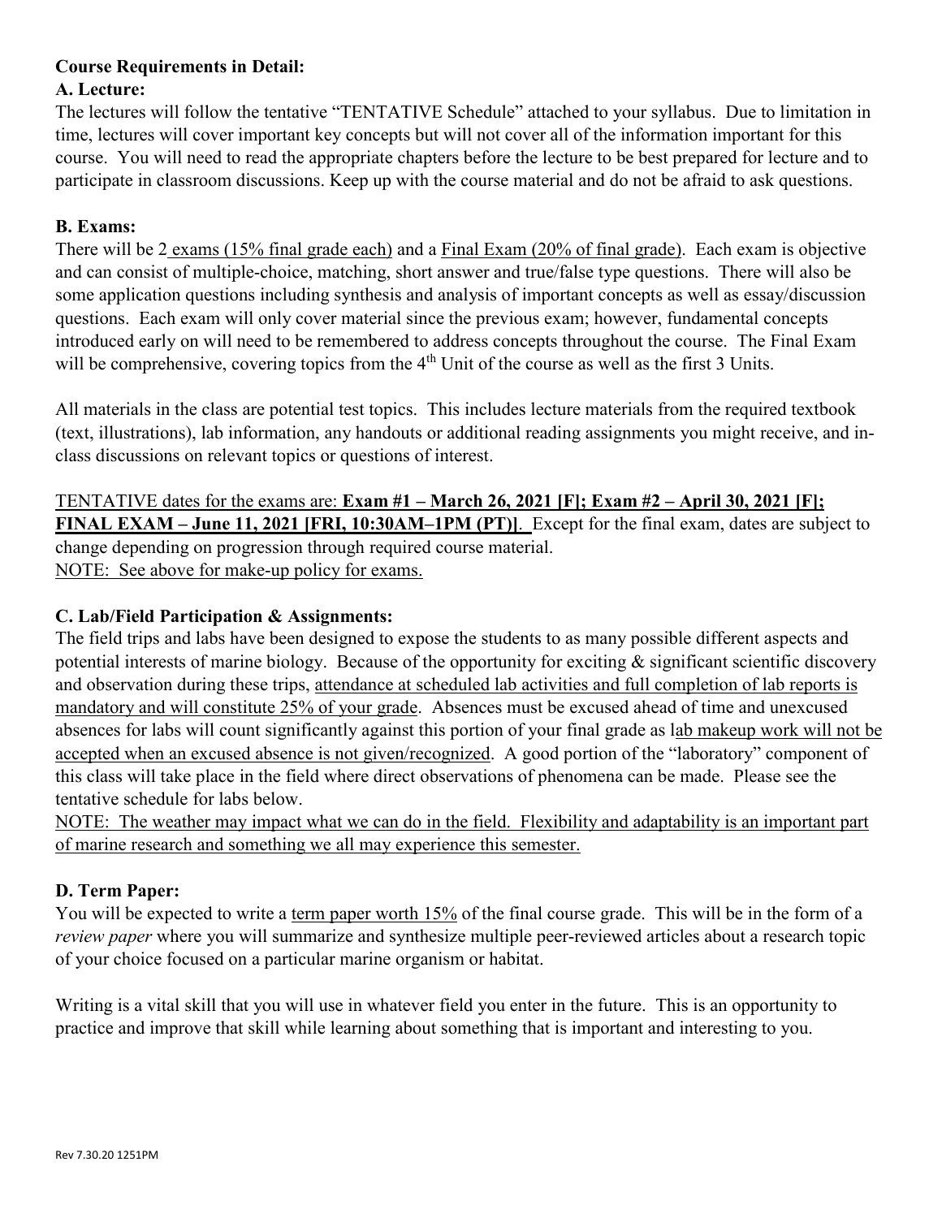**Course Requirements in Detail:**

**A. Lecture:**

The lectures will follow the tentative "TENTATIVE Schedule" attached to your syllabus. Due to limitation in time, lectures will cover important key concepts but will not cover all of the information important for this course. You will need to read the appropriate chapters before the lecture to be best prepared for lecture and to participate in classroom discussions. Keep up with the course material and do not be afraid to ask questions.

**B. Exams:**

There will be 2 exams (15% final grade each) and a Final Exam (20% of final grade). Each exam is objective and can consist of multiple-choice, matching, short answer and true/false type questions. There will also be some application questions including synthesis and analysis of important concepts as well as essay/discussion questions. Each exam will only cover material since the previous exam; however, fundamental concepts introduced early on will need to be remembered to address concepts throughout the course. The Final Exam will be comprehensive, covering topics from the 4th Unit of the course as well as the first 3 Units.

All materials in the class are potential test topics. This includes lecture materials from the required textbook (text, illustrations), lab information, any handouts or additional reading assignments you might receive, and in-class discussions on relevant topics or questions of interest.

TENTATIVE dates for the exams are: **Exam #1 – March 26, 2021 [F]; Exam #2 – April 30, 2021 [F]; FINAL EXAM – June 11, 2021 [FRI, 10:30AM–1PM (PT)]**. Except for the final exam, dates are subject to change depending on progression through required course material.

NOTE: See above for make-up policy for exams.

**C. Lab/Field Participation & Assignments:**

The field trips and labs have been designed to expose the students to as many possible different aspects and potential interests of marine biology. Because of the opportunity for exciting & significant scientific discovery and observation during these trips, attendance at scheduled lab activities and full completion of lab reports is mandatory and will constitute 25% of your grade. Absences must be excused ahead of time and unexcused absences for labs will count significantly against this portion of your final grade as lab makeup work will not be accepted when an excused absence is not given/recognized. A good portion of the "laboratory" component of this class will take place in the field where direct observations of phenomena can be made. Please see the tentative schedule for labs below.

NOTE: The weather may impact what we can do in the field. Flexibility and adaptability is an important part of marine research and something we all may experience this semester.

**D. Term Paper:**

You will be expected to write a term paper worth 15% of the final course grade. This will be in the form of a *review paper* where you will summarize and synthesize multiple peer-reviewed articles about a research topic of your choice focused on a particular marine organism or habitat.

Writing is a vital skill that you will use in whatever field you enter in the future. This is an opportunity to practice and improve that skill while learning about something that is important and interesting to you.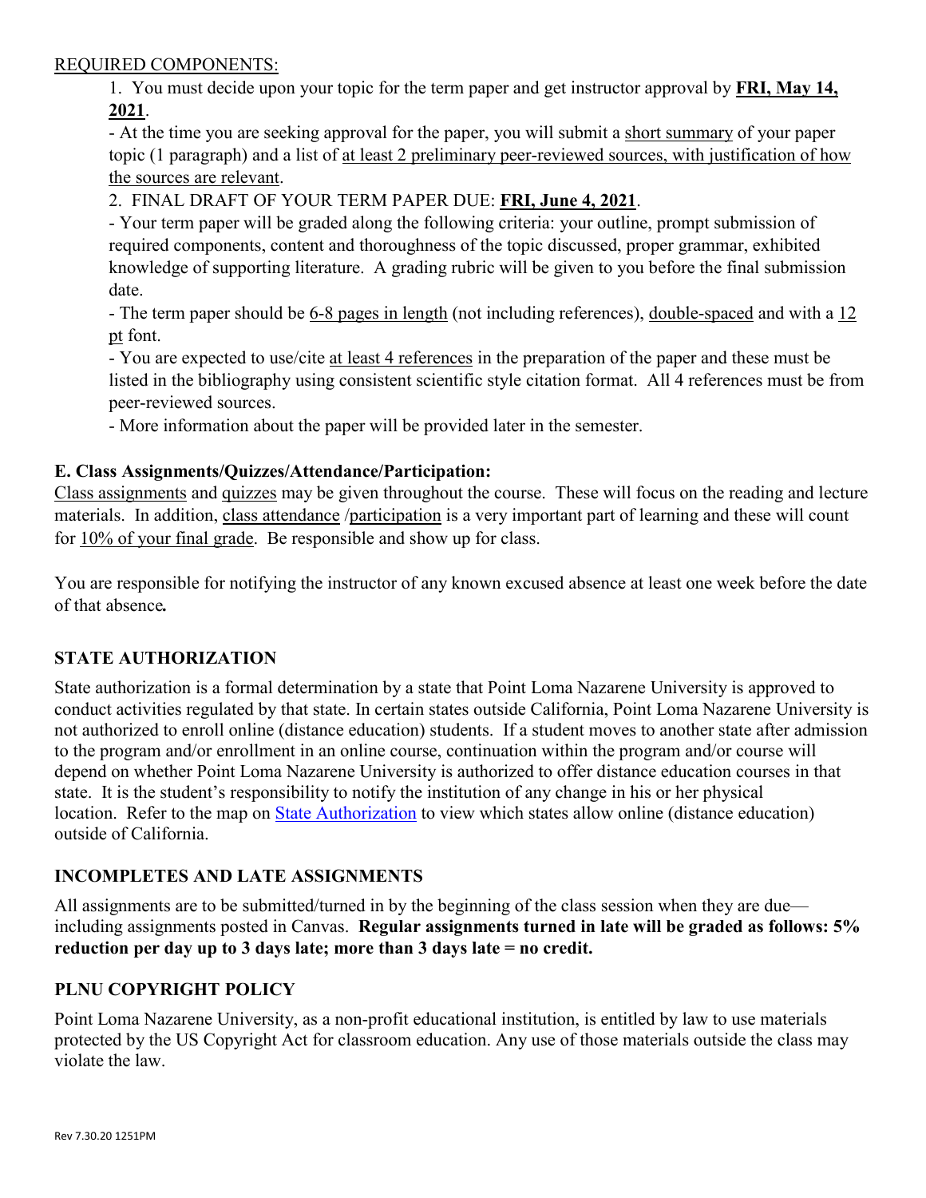REQUIRED COMPONENTS:

1. You must decide upon your topic for the term paper and get instructor approval by **FRI, May 14, 2021**.

- At the time you are seeking approval for the paper, you will submit a short summary of your paper topic (1 paragraph) and a list of at least 2 preliminary peer-reviewed sources, with justification of how the sources are relevant.

2. FINAL DRAFT OF YOUR TERM PAPER DUE: **FRI, June 4, 2021**.

- Your term paper will be graded along the following criteria: your outline, prompt submission of required components, content and thoroughness of the topic discussed, proper grammar, exhibited knowledge of supporting literature. A grading rubric will be given to you before the final submission date.
- The term paper should be 6-8 pages in length (not including references), double-spaced and with a 12 pt font.
- You are expected to use/cite at least 4 references in the preparation of the paper and these must be listed in the bibliography using consistent scientific style citation format. All 4 references must be from peer-reviewed sources.
- More information about the paper will be provided later in the semester.

**E. Class Assignments/Quizzes/Attendance/Participation:**

Class assignments and quizzes may be given throughout the course. These will focus on the reading and lecture materials. In addition, class attendance /participation is a very important part of learning and these will count for 10% of your final grade. Be responsible and show up for class.

You are responsible for notifying the instructor of any known excused absence at least one week before the date of that absence***.***

## STATE AUTHORIZATION

State authorization is a formal determination by a state that Point Loma Nazarene University is approved to conduct activities regulated by that state. In certain states outside California, Point Loma Nazarene University is not authorized to enroll online (distance education) students. If a student moves to another state after admission to the program and/or enrollment in an online course, continuation within the program and/or course will depend on whether Point Loma Nazarene University is authorized to offer distance education courses in that state. It is the student's responsibility to notify the institution of any change in his or her physical location. Refer to the map on State Authorization to view which states allow online (distance education) outside of California.

## INCOMPLETES AND LATE ASSIGNMENTS

All assignments are to be submitted/turned in by the beginning of the class session when they are due—including assignments posted in Canvas. **Regular assignments turned in late will be graded as follows: 5% reduction per day up to 3 days late; more than 3 days late = no credit.**

## PLNU COPYRIGHT POLICY

Point Loma Nazarene University, as a non-profit educational institution, is entitled by law to use materials protected by the US Copyright Act for classroom education. Any use of those materials outside the class may violate the law.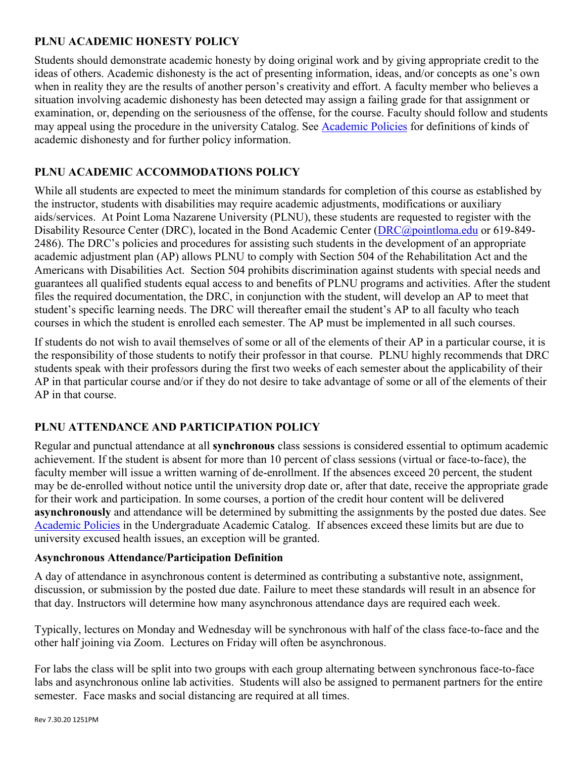## PLNU ACADEMIC HONESTY POLICY

Students should demonstrate academic honesty by doing original work and by giving appropriate credit to the ideas of others. Academic dishonesty is the act of presenting information, ideas, and/or concepts as one's own when in reality they are the results of another person's creativity and effort. A faculty member who believes a situation involving academic dishonesty has been detected may assign a failing grade for that assignment or examination, or, depending on the seriousness of the offense, for the course. Faculty should follow and students may appeal using the procedure in the university Catalog. See Academic Policies for definitions of kinds of academic dishonesty and for further policy information.

## PLNU ACADEMIC ACCOMMODATIONS POLICY

While all students are expected to meet the minimum standards for completion of this course as established by the instructor, students with disabilities may require academic adjustments, modifications or auxiliary aids/services. At Point Loma Nazarene University (PLNU), these students are requested to register with the Disability Resource Center (DRC), located in the Bond Academic Center (DRC@pointloma.edu or 619-849-2486). The DRC's policies and procedures for assisting such students in the development of an appropriate academic adjustment plan (AP) allows PLNU to comply with Section 504 of the Rehabilitation Act and the Americans with Disabilities Act. Section 504 prohibits discrimination against students with special needs and guarantees all qualified students equal access to and benefits of PLNU programs and activities. After the student files the required documentation, the DRC, in conjunction with the student, will develop an AP to meet that student's specific learning needs. The DRC will thereafter email the student's AP to all faculty who teach courses in which the student is enrolled each semester. The AP must be implemented in all such courses.

If students do not wish to avail themselves of some or all of the elements of their AP in a particular course, it is the responsibility of those students to notify their professor in that course. PLNU highly recommends that DRC students speak with their professors during the first two weeks of each semester about the applicability of their AP in that particular course and/or if they do not desire to take advantage of some or all of the elements of their AP in that course.

## PLNU ATTENDANCE AND PARTICIPATION POLICY

Regular and punctual attendance at all **synchronous** class sessions is considered essential to optimum academic achievement. If the student is absent for more than 10 percent of class sessions (virtual or face-to-face), the faculty member will issue a written warning of de-enrollment. If the absences exceed 20 percent, the student may be de-enrolled without notice until the university drop date or, after that date, receive the appropriate grade for their work and participation. In some courses, a portion of the credit hour content will be delivered **asynchronously** and attendance will be determined by submitting the assignments by the posted due dates. See Academic Policies in the Undergraduate Academic Catalog. If absences exceed these limits but are due to university excused health issues, an exception will be granted.

### Asynchronous Attendance/Participation Definition

A day of attendance in asynchronous content is determined as contributing a substantive note, assignment, discussion, or submission by the posted due date. Failure to meet these standards will result in an absence for that day. Instructors will determine how many asynchronous attendance days are required each week.

Typically, lectures on Monday and Wednesday will be synchronous with half of the class face-to-face and the other half joining via Zoom. Lectures on Friday will often be asynchronous.

For labs the class will be split into two groups with each group alternating between synchronous face-to-face labs and asynchronous online lab activities. Students will also be assigned to permanent partners for the entire semester. Face masks and social distancing are required at all times.

Rev 7.30.20 1251PM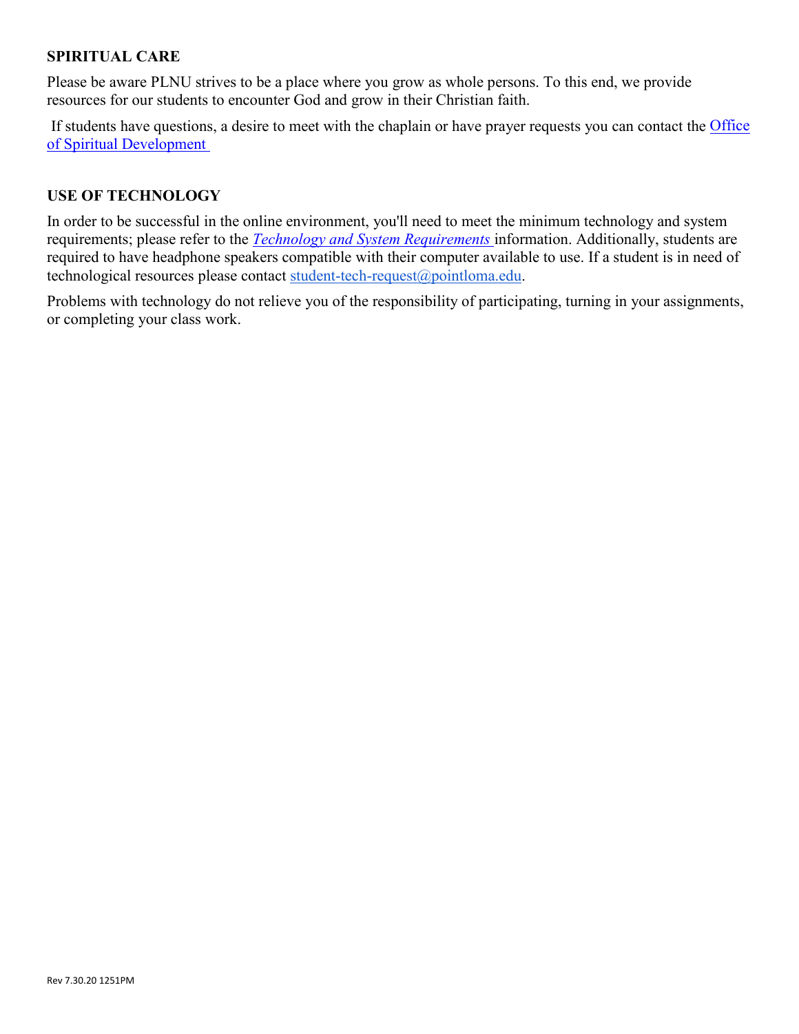## SPIRITUAL CARE

Please be aware PLNU strives to be a place where you grow as whole persons. To this end, we provide resources for our students to encounter God and grow in their Christian faith.

If students have questions, a desire to meet with the chaplain or have prayer requests you can contact the Office of Spiritual Development

## USE OF TECHNOLOGY

In order to be successful in the online environment, you'll need to meet the minimum technology and system requirements; please refer to the *Technology and System Requirements* information. Additionally, students are required to have headphone speakers compatible with their computer available to use. If a student is in need of technological resources please contact student-tech-request@pointloma.edu.

Problems with technology do not relieve you of the responsibility of participating, turning in your assignments, or completing your class work.

Rev 7.30.20 1251PM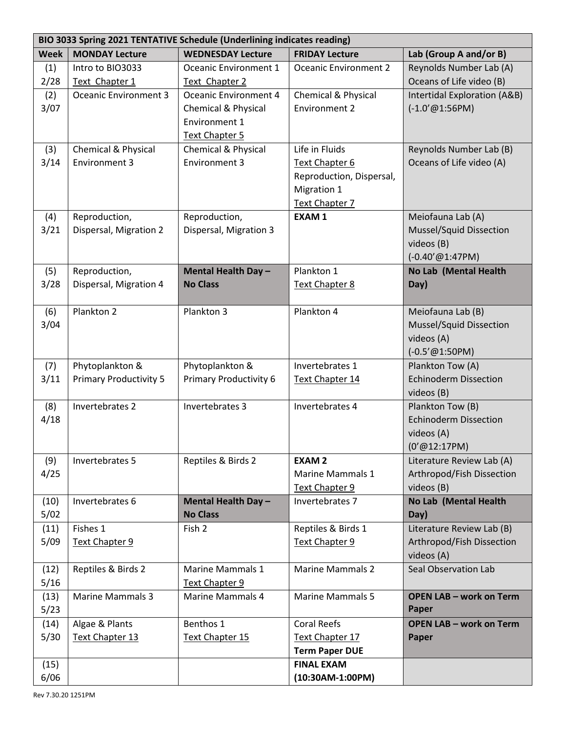| BIO 3033 Spring 2021 TENTATIVE Schedule (Underlining indicates reading) | | | | |
|---|---|---|---|---|
| **Week** | **MONDAY Lecture** | **WEDNESDAY Lecture** | **FRIDAY Lecture** | **Lab (Group A and/or B)** |
| (1) 2/28 | Intro to BIO3033 <u>Text Chapter 1</u> | Oceanic Environment 1 <u>Text Chapter 2</u> | Oceanic Environment 2 | Reynolds Number Lab (A) Oceans of Life video (B) |
| (2) 3/07 | Oceanic Environment 3 | Oceanic Environment 4 Chemical & Physical Environment 1 <u>Text Chapter 5</u> | Chemical & Physical Environment 2 | Intertidal Exploration (A&B) (-1.0'@1:56PM) |
| (3) 3/14 | Chemical & Physical Environment 3 | Chemical & Physical Environment 3 | Life in Fluids <u>Text Chapter 6</u> Reproduction, Dispersal, Migration 1 <u>Text Chapter 7</u> | Reynolds Number Lab (B) Oceans of Life video (A) |
| (4) 3/21 | Reproduction, Dispersal, Migration 2 | Reproduction, Dispersal, Migration 3 | **EXAM 1** | Meiofauna Lab (A) Mussel/Squid Dissection videos (B) (-0.40'@1:47PM) |
| (5) 3/28 | Reproduction, Dispersal, Migration 4 | **Mental Health Day – No Class** | Plankton 1 <u>Text Chapter 8</u> | **No Lab (Mental Health Day)** |
| (6) 3/04 | Plankton 2 | Plankton 3 | Plankton 4 | Meiofauna Lab (B) Mussel/Squid Dissection videos (A) (-0.5'@1:50PM) |
| (7) 3/11 | Phytoplankton & Primary Productivity 5 | Phytoplankton & Primary Productivity 6 | Invertebrates 1 <u>Text Chapter 14</u> | Plankton Tow (A) Echinoderm Dissection videos (B) |
| (8) 4/18 | Invertebrates 2 | Invertebrates 3 | Invertebrates 4 | Plankton Tow (B) Echinoderm Dissection videos (A) (0'@12:17PM) |
| (9) 4/25 | Invertebrates 5 | Reptiles & Birds 2 | **EXAM 2** Marine Mammals 1 <u>Text Chapter 9</u> | Literature Review Lab (A) Arthropod/Fish Dissection videos (B) |
| (10) 5/02 | Invertebrates 6 | **Mental Health Day – No Class** | Invertebrates 7 | **No Lab (Mental Health Day)** |
| (11) 5/09 | Fishes 1 <u>Text Chapter 9</u> | Fish 2 | Reptiles & Birds 1 <u>Text Chapter 9</u> | Literature Review Lab (B) Arthropod/Fish Dissection videos (A) |
| (12) 5/16 | Reptiles & Birds 2 | Marine Mammals 1 <u>Text Chapter 9</u> | Marine Mammals 2 | Seal Observation Lab |
| (13) 5/23 | Marine Mammals 3 | Marine Mammals 4 | Marine Mammals 5 | **OPEN LAB – work on Term Paper** |
| (14) 5/30 | Algae & Plants <u>Text Chapter 13</u> | Benthos 1 <u>Text Chapter 15</u> | Coral Reefs <u>Text Chapter 17</u> **Term Paper DUE** | **OPEN LAB – work on Term Paper** |
| (15) 6/06 | | | **FINAL EXAM (10:30AM-1:00PM)** | |

Rev 7.30.20 1251PM